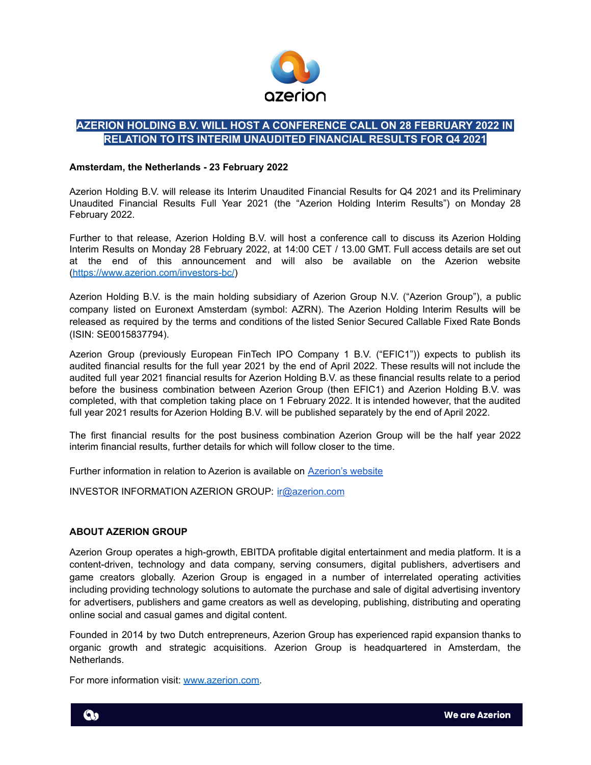# AZERION HOLDING B.V. WILL HOST A CONFERENCE CALL ON 28 FEBRUARY 2022 IN RELATION TO ITS INTERIM UNAUDITED FINANCIAL RESULTS FOR Q4 2021

**Amsterdam, the Netherlands - 23 February 2022**

Azerion Holding B.V. will release its Interim Unaudited Financial Results for Q4 2021 and its Preliminary Unaudited Financial Results Full Year 2021 (the "Azerion Holding Interim Results") on Monday 28 February 2022.

Further to that release, Azerion Holding B.V. will host a conference call to discuss its Azerion Holding Interim Results on Monday 28 February 2022, at 14:00 CET / 13.00 GMT. Full access details are set out at the end of this announcement and will also be available on the Azerion website (https://www.azerion.com/investors-bc/)

Azerion Holding B.V. is the main holding subsidiary of Azerion Group N.V. ("Azerion Group"), a public company listed on Euronext Amsterdam (symbol: AZRN). The Azerion Holding Interim Results will be released as required by the terms and conditions of the listed Senior Secured Callable Fixed Rate Bonds (ISIN: SE0015837794).

Azerion Group (previously European FinTech IPO Company 1 B.V. ("EFIC1")) expects to publish its audited financial results for the full year 2021 by the end of April 2022. These results will not include the audited full year 2021 financial results for Azerion Holding B.V. as these financial results relate to a period before the business combination between Azerion Group (then EFIC1) and Azerion Holding B.V. was completed, with that completion taking place on 1 February 2022. It is intended however, that the audited full year 2021 results for Azerion Holding B.V. will be published separately by the end of April 2022.

The first financial results for the post business combination Azerion Group will be the half year 2022 interim financial results, further details for which will follow closer to the time.

Further information in relation to Azerion is available on Azerion's website

INVESTOR INFORMATION AZERION GROUP: ir@azerion.com

## ABOUT AZERION GROUP

Azerion Group operates a high-growth, EBITDA profitable digital entertainment and media platform. It is a content-driven, technology and data company, serving consumers, digital publishers, advertisers and game creators globally. Azerion Group is engaged in a number of interrelated operating activities including providing technology solutions to automate the purchase and sale of digital advertising inventory for advertisers, publishers and game creators as well as developing, publishing, distributing and operating online social and casual games and digital content.

Founded in 2014 by two Dutch entrepreneurs, Azerion Group has experienced rapid expansion thanks to organic growth and strategic acquisitions. Azerion Group is headquartered in Amsterdam, the Netherlands.

For more information visit: www.azerion.com.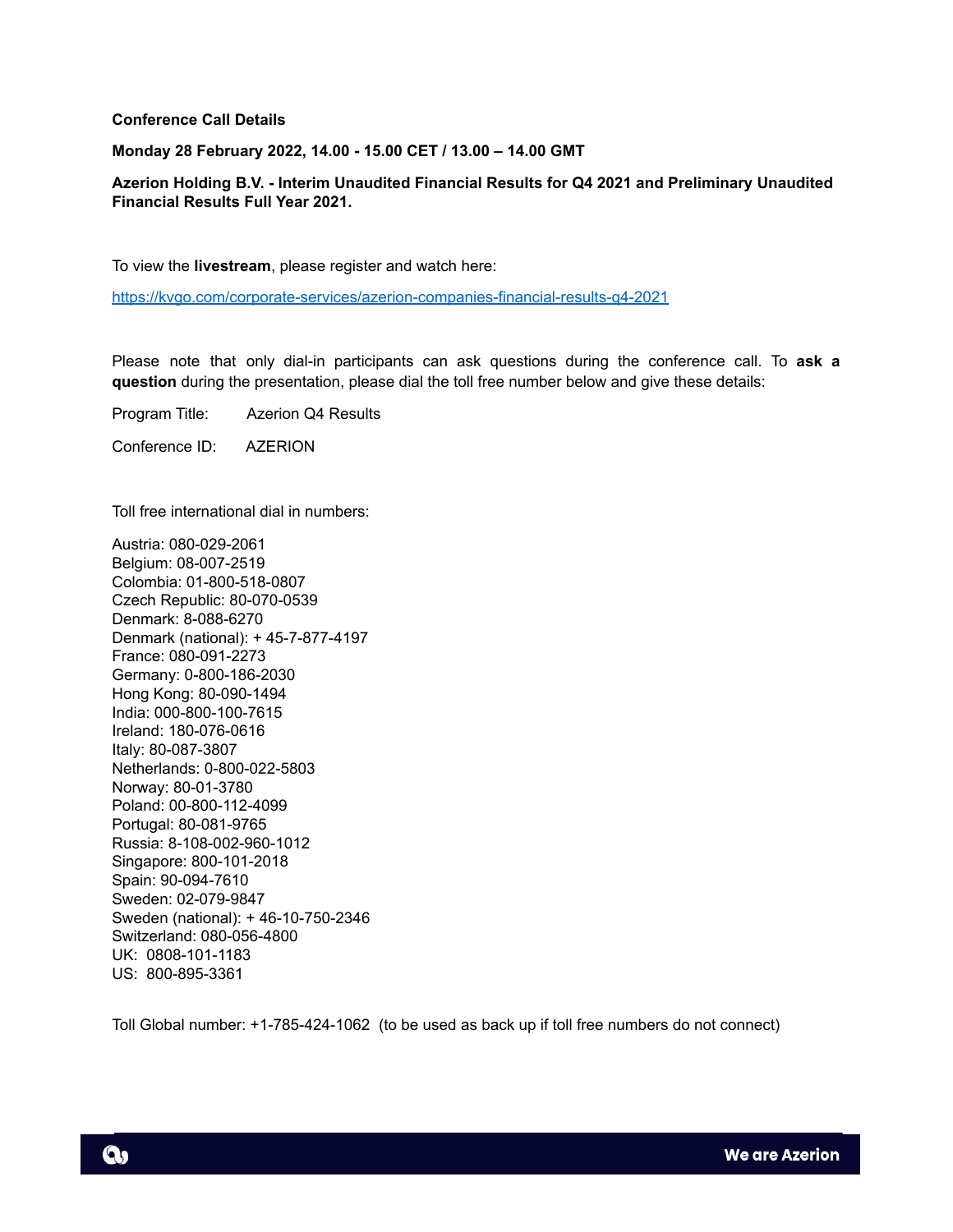**Conference Call Details**

**Monday 28 February 2022, 14.00 - 15.00 CET / 13.00 – 14.00 GMT**

**Azerion Holding B.V. - Interim Unaudited Financial Results for Q4 2021 and Preliminary Unaudited Financial Results Full Year 2021.**

To view the **livestream**, please register and watch here:

https://kvgo.com/corporate-services/azerion-companies-financial-results-q4-2021

Please note that only dial-in participants can ask questions during the conference call. To **ask a question** during the presentation, please dial the toll free number below and give these details:

Program Title: Azerion Q4 Results

Conference ID: AZERION

Toll free international dial in numbers:

Austria: 080-029-2061
Belgium: 08-007-2519
Colombia: 01-800-518-0807
Czech Republic: 80-070-0539
Denmark: 8-088-6270
Denmark (national): + 45-7-877-4197
France: 080-091-2273
Germany: 0-800-186-2030
Hong Kong: 80-090-1494
India: 000-800-100-7615
Ireland: 180-076-0616
Italy: 80-087-3807
Netherlands: 0-800-022-5803
Norway: 80-01-3780
Poland: 00-800-112-4099
Portugal: 80-081-9765
Russia: 8-108-002-960-1012
Singapore: 800-101-2018
Spain: 90-094-7610
Sweden: 02-079-9847
Sweden (national): + 46-10-750-2346
Switzerland: 080-056-4800
UK: 0808-101-1183
US: 800-895-3361

Toll Global number: +1-785-424-1062 (to be used as back up if toll free numbers do not connect)